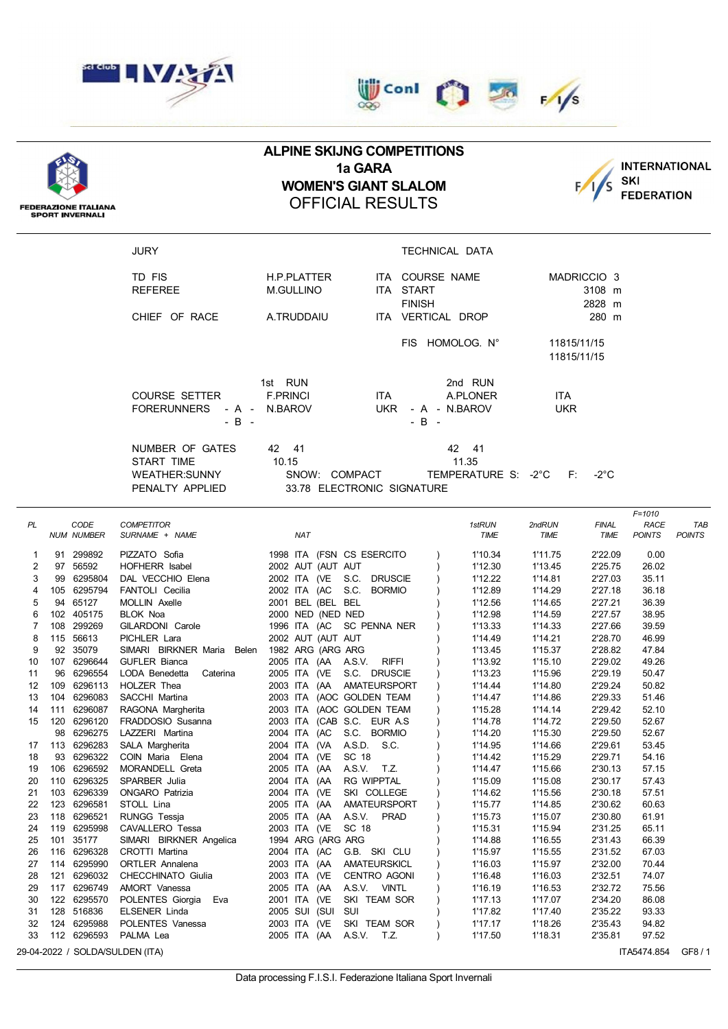FEDERAZIONE ITALIANA SPORT INVERNALI

# ALPINE SKIJNG COMPETITIONS
## 1a GARA
## WOMEN'S GIANT SLALOM
## OFFICIAL RESULTS

INTERNATIONAL SKI FEDERATION

| JURY | | | TECHNICAL DATA | |
|---|---|---|---|---|
| TD FIS | H.P.PLATTER | ITA | COURSE NAME | MADRICCIO 3 |
| REFEREE | M.GULLINO | ITA | START | 3108 m |
| | | | FINISH | 2828 m |
| CHIEF OF RACE | A.TRUDDAIU | ITA | VERTICAL DROP | 280 m |
| | | | FIS HOMOLOG. N° | 11815/11/15 |
| | | | | 11815/11/15 |

| | 1st RUN | | 2nd RUN | |
|---|---|---|---|---|
| COURSE SETTER | F.PRINCI | ITA | A.PLONER | ITA |
| FORERUNNERS - A - | N.BAROV | UKR | - A - N.BAROV | UKR |
| - B - | | | - B - | |

NUMBER OF GATES 42 41 — 42 41
START TIME 10.15 — 11.35
WEATHER:SUNNY — SNOW: COMPACT — TEMPERATURE S: -2°C F: -2°C
PENALTY APPLIED 33.78 ELECTRONIC SIGNATURE

F=1010

| PL | NUM | CODE NUMBER | COMPETITOR SURNAME + NAME | NAT | 1stRUN TIME | 2ndRUN TIME | FINAL TIME | RACE POINTS | TAB POINTS |
|---|---|---|---|---|---|---|---|---|---|
| 1 | 91 | 299892 | PIZZATO Sofia | 1998 ITA (FSN CS ESERCITO ) | 1'10.34 | 1'11.75 | 2'22.09 | 0.00 | |
| 2 | 97 | 56592 | HOFHERR Isabel | 2002 AUT (AUT AUT ) | 1'12.30 | 1'13.45 | 2'25.75 | 26.02 | |
| 3 | 99 | 6295804 | DAL VECCHIO Elena | 2002 ITA (VE S.C. DRUSCIE ) | 1'12.22 | 1'14.81 | 2'27.03 | 35.11 | |
| 4 | 105 | 6295794 | FANTOLI Cecilia | 2002 ITA (AC S.C. BORMIO ) | 1'12.89 | 1'14.29 | 2'27.18 | 36.18 | |
| 5 | 94 | 65127 | MOLLIN Axelle | 2001 BEL (BEL BEL ) | 1'12.56 | 1'14.65 | 2'27.21 | 36.39 | |
| 6 | 102 | 405175 | BLOK Noa | 2000 NED (NED NED ) | 1'12.98 | 1'14.59 | 2'27.57 | 38.95 | |
| 7 | 108 | 299269 | GILARDONI Carole | 1996 ITA (AC SC PENNA NER ) | 1'13.33 | 1'14.33 | 2'27.66 | 39.59 | |
| 8 | 115 | 56613 | PICHLER Lara | 2002 AUT (AUT AUT ) | 1'14.49 | 1'14.21 | 2'28.70 | 46.99 | |
| 9 | 92 | 35079 | SIMARI BIRKNER Maria Belen | 1982 ARG (ARG ARG ) | 1'13.45 | 1'15.37 | 2'28.82 | 47.84 | |
| 10 | 107 | 6296644 | GUFLER Bianca | 2005 ITA (AA A.S.V. RIFFI ) | 1'13.92 | 1'15.10 | 2'29.02 | 49.26 | |
| 11 | 96 | 6296554 | LODA Benedetta Caterina | 2005 ITA (VE S.C. DRUSCIE ) | 1'13.23 | 1'15.96 | 2'29.19 | 50.47 | |
| 12 | 109 | 6296113 | HOLZER Thea | 2003 ITA (AA AMATEURSPORT ) | 1'14.44 | 1'14.80 | 2'29.24 | 50.82 | |
| 13 | 104 | 6296083 | SACCHI Martina | 2003 ITA (AOC GOLDEN TEAM ) | 1'14.47 | 1'14.86 | 2'29.33 | 51.46 | |
| 14 | 111 | 6296087 | RAGONA Margherita | 2003 ITA (AOC GOLDEN TEAM ) | 1'15.28 | 1'14.14 | 2'29.42 | 52.10 | |
| 15 | 120 | 6296120 | FRADDOSIO Susanna | 2003 ITA (CAB S.C. EUR A.S ) | 1'14.78 | 1'14.72 | 2'29.50 | 52.67 | |
| | 98 | 6296275 | LAZZERI Martina | 2004 ITA (AC S.C. BORMIO ) | 1'14.20 | 1'15.30 | 2'29.50 | 52.67 | |
| 17 | 113 | 6296283 | SALA Margherita | 2004 ITA (VA A.S.D. S.C. ) | 1'14.95 | 1'14.66 | 2'29.61 | 53.45 | |
| 18 | 93 | 6296322 | COIN Elena | 2004 ITA (VE SC 18 ) | 1'14.42 | 1'15.29 | 2'29.71 | 54.16 | |
| 19 | 106 | 6296592 | MORANDELL Greta | 2005 ITA (AA A.S.V. T.Z. ) | 1'14.47 | 1'15.66 | 2'30.13 | 57.15 | |
| 20 | 110 | 6296325 | SPARBER Julia | 2004 ITA (AA RG WIPPTAL ) | 1'15.09 | 1'15.08 | 2'30.17 | 57.43 | |
| 21 | 103 | 6296339 | ONGARO Patrizia | 2004 ITA (VE SKI COLLEGE ) | 1'14.62 | 1'15.56 | 2'30.18 | 57.51 | |
| 22 | 123 | 6296581 | STOLL Lina | 2005 ITA (AA AMATEURSPORT ) | 1'15.77 | 1'14.85 | 2'30.62 | 60.63 | |
| 23 | 118 | 6296521 | RUNGG Tessja | 2005 ITA (AA A.S.V. PRAD ) | 1'15.73 | 1'15.07 | 2'30.80 | 61.91 | |
| 24 | 119 | 6295998 | CAVALLERO Tessa | 2003 ITA (VE SC 18 ) | 1'15.31 | 1'15.94 | 2'31.25 | 65.11 | |
| 25 | 101 | 35177 | SIMARI BIRKNER Angelica | 1994 ARG (ARG ARG ) | 1'14.88 | 1'16.55 | 2'31.43 | 66.39 | |
| 26 | 116 | 6296328 | CROTTI Martina | 2004 ITA (AC G.B. SKI CLU ) | 1'15.97 | 1'15.55 | 2'31.52 | 67.03 | |
| 27 | 114 | 6295990 | ORTLER Annalena | 2003 ITA (AA AMATEURSKICL ) | 1'16.03 | 1'15.97 | 2'32.00 | 70.44 | |
| 28 | 121 | 6296032 | CHECCHINATO Giulia | 2003 ITA (VE CENTRO AGONI ) | 1'16.48 | 1'16.03 | 2'32.51 | 74.07 | |
| 29 | 117 | 6296749 | AMORT Vanessa | 2005 ITA (AA A.S.V. VINTL ) | 1'16.19 | 1'16.53 | 2'32.72 | 75.56 | |
| 30 | 122 | 6295570 | POLENTES Giorgia Eva | 2001 ITA (VE SKI TEAM SOR ) | 1'17.13 | 1'17.07 | 2'34.20 | 86.08 | |
| 31 | 128 | 516836 | ELSENER Linda | 2005 SUI (SUI SUI ) | 1'17.82 | 1'17.40 | 2'35.22 | 93.33 | |
| 32 | 124 | 6295988 | POLENTES Vanessa | 2003 ITA (VE SKI TEAM SOR ) | 1'17.17 | 1'18.26 | 2'35.43 | 94.82 | |
| 33 | 112 | 6296593 | PALMA Lea | 2005 ITA (AA A.S.V. T.Z. ) | 1'17.50 | 1'18.31 | 2'35.81 | 97.52 | |

29-04-2022 / SOLDA/SULDEN (ITA) — ITA5474.854 — GF8 / 1

Data processing F.I.S.I. Federazione Italiana Sport Invernali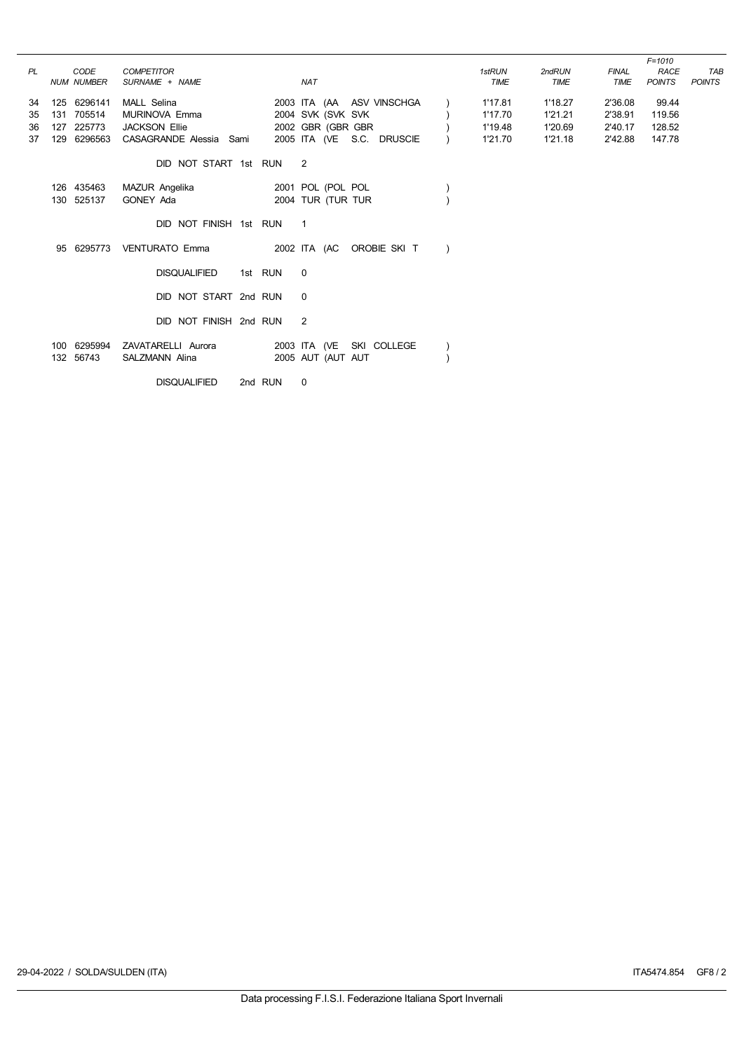| PL | NUM | CODE NUMBER | COMPETITOR SURNAME + NAME | NAT | | 1stRUN TIME | 2ndRUN TIME | FINAL TIME | F=1010 RACE POINTS | TAB POINTS |
|---|---|---|---|---|---|---|---|---|---|---|
| 34 | 125 | 6296141 | MALL Selina | 2003 ITA (AA ASV VINSCHGA | ) | 1'17.81 | 1'18.27 | 2'36.08 | 99.44 | |
| 35 | 131 | 705514 | MURINOVA Emma | 2004 SVK (SVK SVK | ) | 1'17.70 | 1'21.21 | 2'38.91 | 119.56 | |
| 36 | 127 | 225773 | JACKSON Ellie | 2002 GBR (GBR GBR | ) | 1'19.48 | 1'20.69 | 2'40.17 | 128.52 | |
| 37 | 129 | 6296563 | CASAGRANDE Alessia Sami | 2005 ITA (VE S.C. DRUSCIE | ) | 1'21.70 | 1'21.18 | 2'42.88 | 147.78 | |

DID NOT START 1st RUN 2

| NUM | CODE NUMBER | COMPETITOR SURNAME + NAME | NAT | |
|---|---|---|---|---|
| 126 | 435463 | MAZUR Angelika | 2001 POL (POL POL | ) |
| 130 | 525137 | GONEY Ada | 2004 TUR (TUR TUR | ) |

DID NOT FINISH 1st RUN 1

| NUM | CODE NUMBER | COMPETITOR SURNAME + NAME | NAT | |
|---|---|---|---|---|
| 95 | 6295773 | VENTURATO Emma | 2002 ITA (AC OROBIE SKI T | ) |

DISQUALIFIED 1st RUN 0

DID NOT START 2nd RUN 0

DID NOT FINISH 2nd RUN 2

| NUM | CODE NUMBER | COMPETITOR SURNAME + NAME | NAT | |
|---|---|---|---|---|
| 100 | 6295994 | ZAVATARELLI Aurora | 2003 ITA (VE SKI COLLEGE | ) |
| 132 | 56743 | SALZMANN Alina | 2005 AUT (AUT AUT | ) |

DISQUALIFIED 2nd RUN 0

29-04-2022 / SOLDA/SULDEN (ITA) ITA5474.854 GF8

Data processing F.I.S.I. Federazione Italiana Sport Invernali